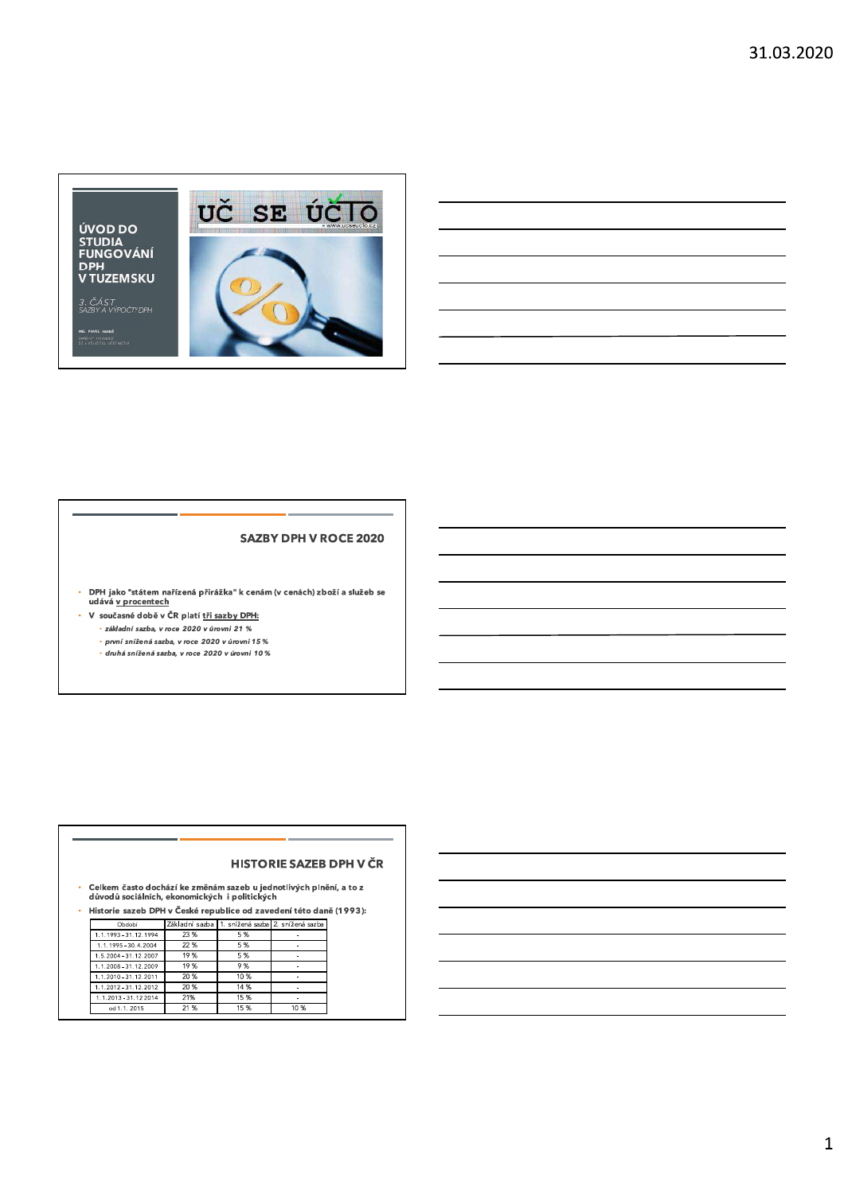# ÚVOD DO STUDIA FUNGOVÁNÍ DPH V TUZEMSKU

*3. ČÁST*
*SAZBY A VÝPOČTY DPH*

ING. PAVEL HANUŠ

UČ SE ÚČTO
www.ucseucto.cz

## SAZBY DPH V ROCE 2020

- DPH jako "státem nařízená přirážka" k cenám (v cenách) zboží a služeb se udává v procentech
- V současné době v ČR platí tři sazby DPH:
  - *základní sazba, v roce 2020 v úrovni 21 %*
  - *první snížená sazba, v roce 2020 v úrovni 15 %*
  - *druhá snížená sazba, v roce 2020 v úrovni 10 %*

## HISTORIE SAZEB DPH V ČR

- Celkem často dochází ke změnám sazeb u jednotlivých plnění, a to z důvodů sociálních, ekonomických i politických
- Historie sazeb DPH v České republice od zavedení této daně (1993):

| Období | Základní sazba | 1. snížená sazba | 2. snížená sazba |
|---|---|---|---|
| 1.1.1993 - 31.12.1994 | 23 % | 5 % | - |
| 1.1.1995 - 30.4.2004 | 22 % | 5 % | - |
| 1.5.2004 - 31.12.2007 | 19 % | 5 % | - |
| 1.1.2008 - 31.12.2009 | 19 % | 9 % | - |
| 1.1.2010 - 31.12.2011 | 20 % | 10 % | - |
| 1.1.2012 - 31.12.2012 | 20 % | 14 % | - |
| 1.1.2013 - 31.12.2014 | 21% | 15 % | - |
| od 1.1. 2015 | 21 % | 15 % | 10 % |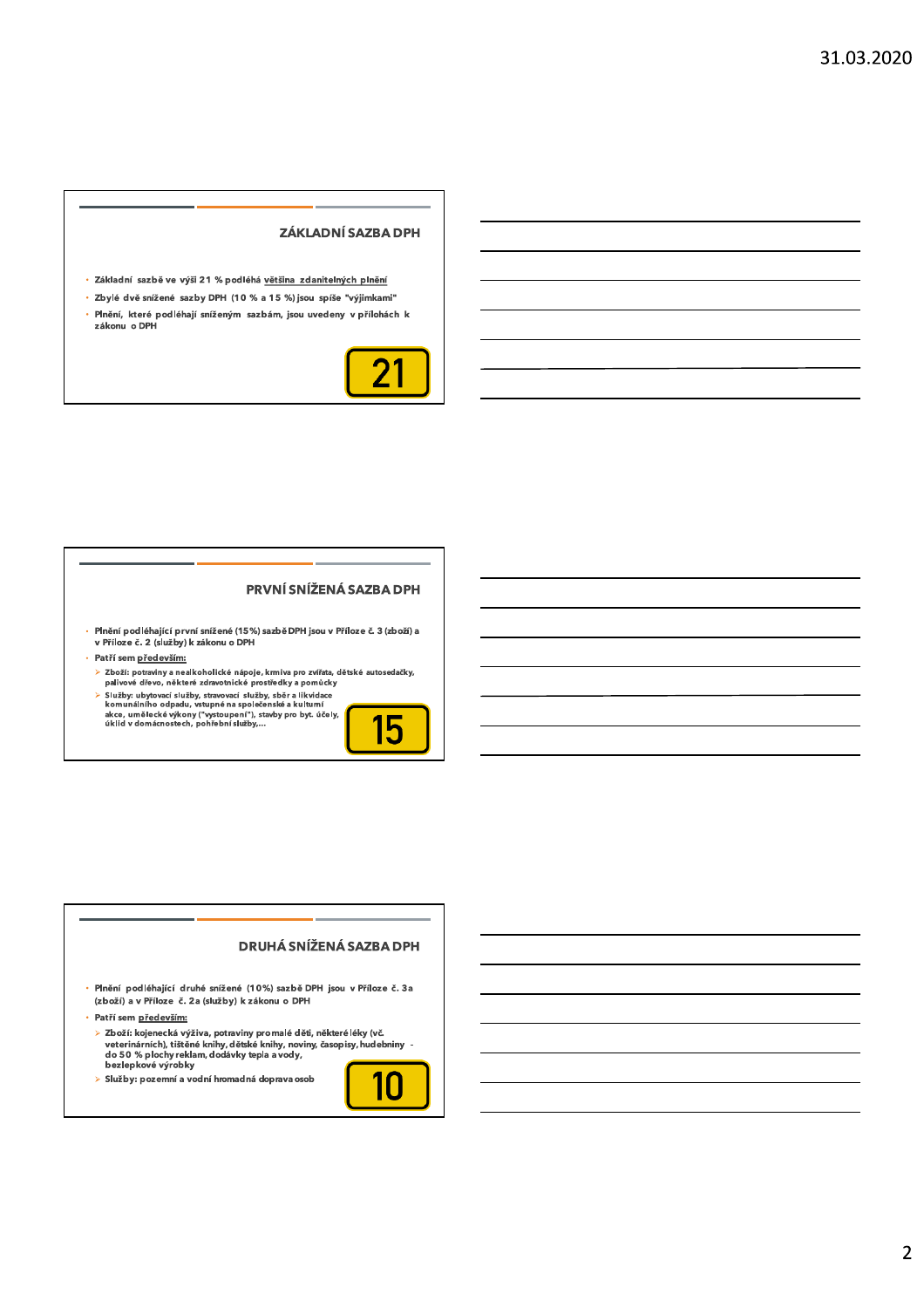## ZÁKLADNÍ SAZBA DPH

- Základní sazbě ve výši 21 % podléhá většina zdanitelných plnění
- Zbylé dvě snížené sazby DPH (10 % a 15 %) jsou spíše "výjimkami"
- Plnění, které podléhají sníženým sazbám, jsou uvedeny v přílohách k zákonu o DPH

21

## PRVNÍ SNÍŽENÁ SAZBA DPH

- Plnění podléhající první snížené (15%) sazbě DPH jsou v Příloze č. 3 (zboží) a v Příloze č. 2 (služby) k zákonu o DPH
- Patří sem především:
  - Zboží: potraviny a nealkoholické nápoje, krmiva pro zvířata, dětské autosedačky, palivové dřevo, některé zdravotnické prostředky a pomůcky
  - Služby: ubytovací služby, stravovací služby, sběr a likvidace komunálního odpadu, vstupné na společenské a kulturní akce, umělecké výkony ("vystoupení"), stavby pro byt. účely, úklid v domácnostech, pohřební služby,…

15

## DRUHÁ SNÍŽENÁ SAZBA DPH

- Plnění podléhající druhé snížené (10%) sazbě DPH jsou v Příloze č. 3a (zboží) a v Příloze č. 2a (služby) k zákonu o DPH
- Patří sem především:
  - Zboží: kojenecká výživa, potraviny pro malé děti, některé léky (vč. veterinárních), tištěné knihy, dětské knihy, noviny, časopisy, hudebniny - do 50 % plochy reklam, dodávky tepla a vody, bezlepkové výrobky
  - Služby: pozemní a vodní hromadná doprava osob

10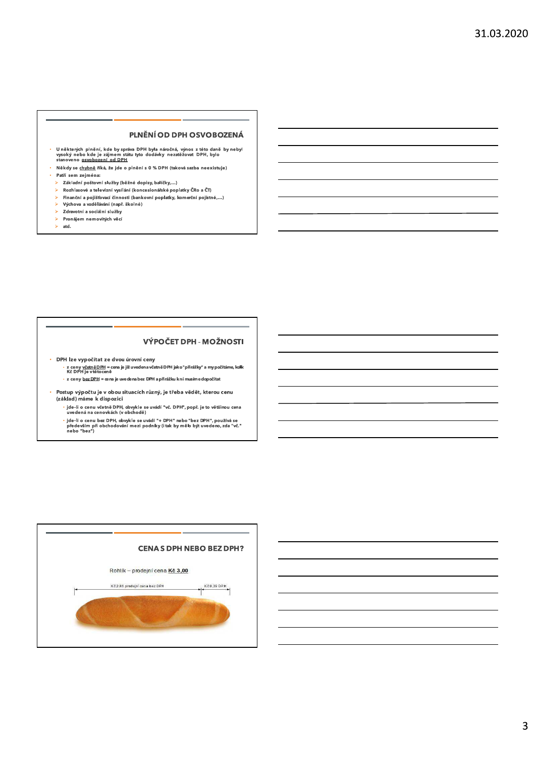## PLNĚNÍ OD DPH OSVOBOZENÁ

- U některých plnění, kde by správa DPH byla náročná, výnos z této daně by nebyl vysoký nebo kde je zájmem státu tyto dodávky nezatěžovat DPH, bylo stanoveno osvobození od DPH
- Někdy se chybně říká, že jde o plnění s 0 % DPH (taková sazba neexistuje)
- Patří sem zejména:
  - Základní poštovní služby (běžné dopisy, balíčky,…)
  - Rozhlasové a televizní vysílání (koncesionářské poplatky ČRo a ČT)
  - Finanční a pojišťovací činnosti (bankovní poplatky, komerční pojistné,…)
  - Výchova a vzdělávání (např. školné)
  - Zdravotní a sociální služby
  - Pronájem nemovitých věcí
  - atd.

## VÝPOČET DPH - MOŽNOSTI

- DPH lze vypočítat ze dvou úrovní ceny
  - z ceny včetně DPH = cena je již uvedena včetně DPH jako "přirážky" a my počítáme, kolik Kč DPH je v této ceně
  - z ceny bez DPH = cena je uvedena bez DPH a přirážku k ní musíme dopočítat
- Postup výpočtu je v obou situacích různý, je třeba vědět, kterou cenu (základ) máme k dispozici
  - jde-li o cenu včetně DPH, obvykle se uvádí "vč. DPH", popř. je to většinou cena uvedená na cenovkách (v obchodě)
  - jde-li o cenu bez DPH, obvykle se uvádí "+ DPH" nebo "bez DPH", používá se především při obchodování mezi podniky (i tak by mělo být uvedeno, zda "vč." nebo "bez")

## CENA S DPH NEBO BEZ DPH?

Rohlík – prodejní cena **Kč 3,00**

Kč 2,61 prodejní cena bez DPH | Kč 0,39 DPH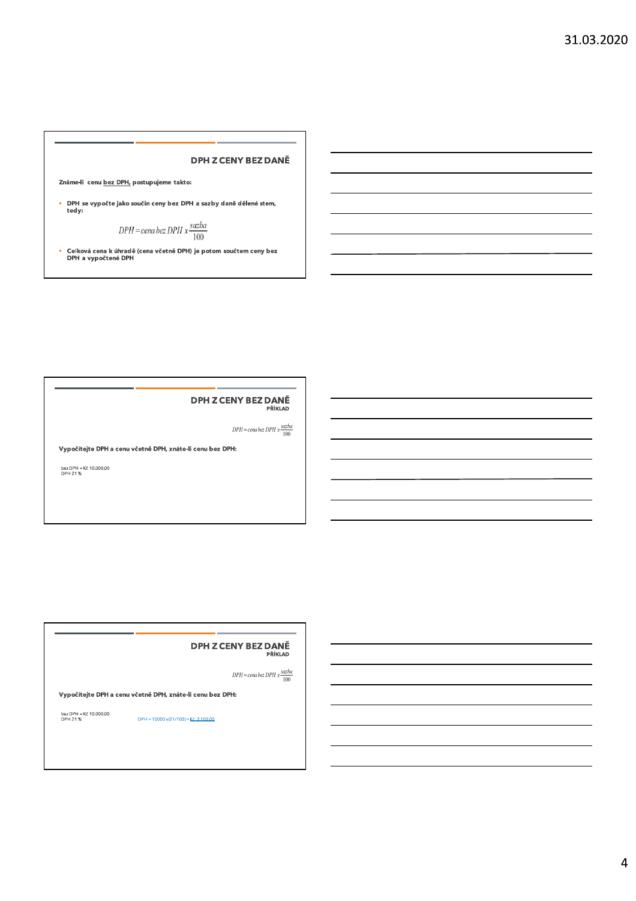## DPH Z CENY BEZ DANĚ

**Známe-li cenu bez DPH, postupujeme takto:**

- **DPH se vypočte jako součin ceny bez DPH a sazby daně dělené stem, tedy:**

$$DPH = cena\ bez\ DPH\ x \frac{sazba}{100}$$

- **Celková cena k úhradě (cena včetně DPH) je potom součtem ceny bez DPH a vypočtené DPH**

## DPH Z CENY BEZ DANĚ

### PŘÍKLAD

$$DPH = cena\ bez\ DPH\ x \frac{sazba}{100}$$

**Vypočítejte DPH a cenu včetně DPH, znáte-li cenu bez DPH:**

bez DPH = Kč 10.000,00
DPH 21 %

## DPH Z CENY BEZ DANĚ

### PŘÍKLAD

$$DPH = cena\ bez\ DPH\ x \frac{sazba}{100}$$

**Vypočítejte DPH a cenu včetně DPH, znáte-li cenu bez DPH:**

bez DPH = Kč 10.000,00
DPH 21 %

DPH = 10000 x (21/100) = Kč 2.100,00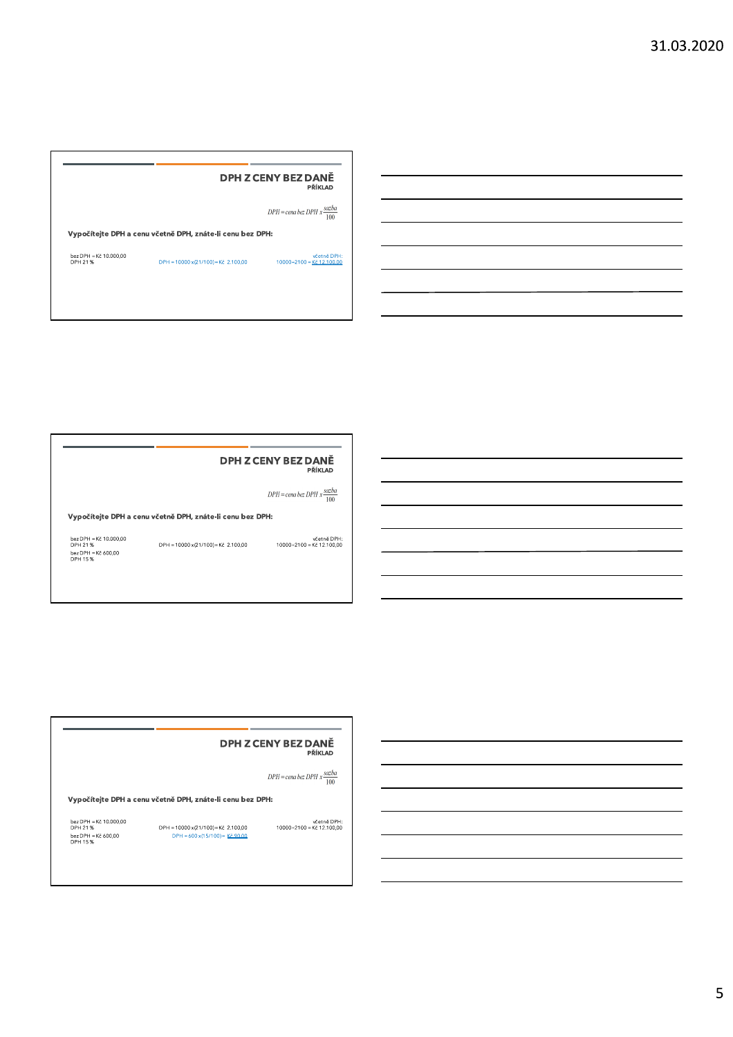## DPH Z CENY BEZ DANĚ

### PŘÍKLAD

$$DPH = cena\ bez\ DPH\ x \frac{sazba}{100}$$

**Vypočítejte DPH a cenu včetně DPH, znáte-li cenu bez DPH:**

bez DPH = Kč 10.000,00
DPH 21 %

DPH = 10000 x (21/100) = Kč 2.100,00

včetně DPH:
10000+2100 = Kč 12.100,00

## DPH Z CENY BEZ DANĚ

### PŘÍKLAD

$$DPH = cena\ bez\ DPH\ x \frac{sazba}{100}$$

**Vypočítejte DPH a cenu včetně DPH, znáte-li cenu bez DPH:**

bez DPH = Kč 10.000,00
DPH 21 %

DPH = 10000 x (21/100) = Kč 2.100,00

včetně DPH:
10000+2100 = Kč 12.100,00

bez DPH = Kč 600,00
DPH 15 %

## DPH Z CENY BEZ DANĚ

### PŘÍKLAD

$$DPH = cena\ bez\ DPH\ x \frac{sazba}{100}$$

**Vypočítejte DPH a cenu včetně DPH, znáte-li cenu bez DPH:**

bez DPH = Kč 10.000,00
DPH 21 %

DPH = 10000 x (21/100) = Kč 2.100,00

včetně DPH:
10000+2100 = Kč 12.100,00

bez DPH = Kč 600,00
DPH 15 %

DPH = 600 x (15/100) = Kč 90,00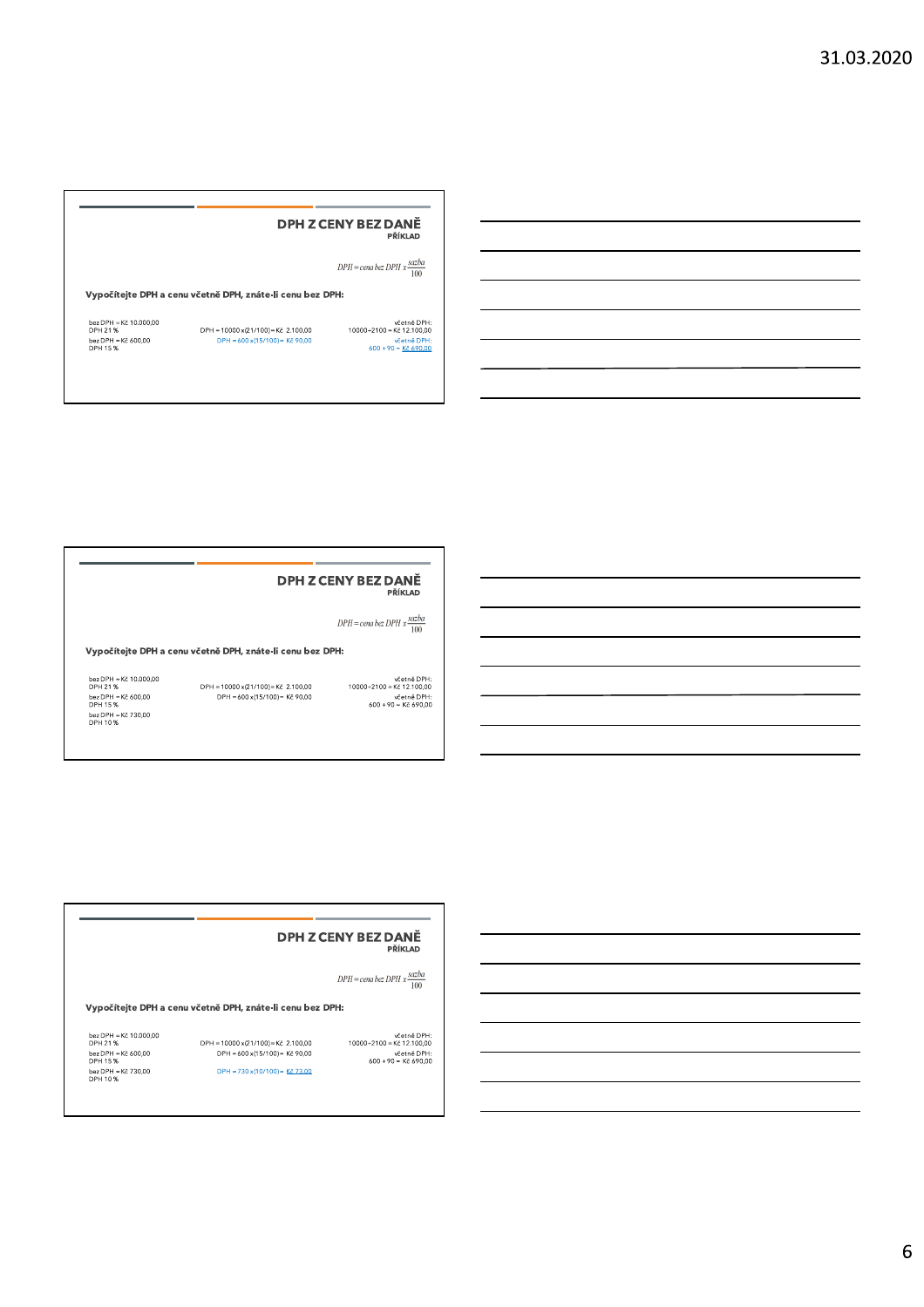## DPH Z CENY BEZ DANĚ

PŘÍKLAD

$$DPH = cena\ bez\ DPH\ x \frac{sazba}{100}$$

**Vypočítejte DPH a cenu včetně DPH, znáte-li cenu bez DPH:**

bez DPH = Kč 10.000,00
DPH 21 %

DPH = 10000 x(21/100) = Kč 2.100,00

včetně DPH:
10000+2100 = Kč 12.100,00

bez DPH = Kč 600,00
DPH 15 %

DPH = 600 x(15/100) = Kč 90,00

včetně DPH:
600 + 90 = Kč 690,00

## DPH Z CENY BEZ DANĚ

PŘÍKLAD

$$DPH = cena\ bez\ DPH\ x \frac{sazba}{100}$$

**Vypočítejte DPH a cenu včetně DPH, znáte-li cenu bez DPH:**

bez DPH = Kč 10.000,00
DPH 21 %

DPH = 10000 x(21/100) = Kč 2.100,00

včetně DPH:
10000+2100 = Kč 12.100,00

bez DPH = Kč 600,00
DPH 15 %

DPH = 600 x(15/100) = Kč 90,00

včetně DPH:
600 + 90 = Kč 690,00

bez DPH = Kč 730,00
DPH 10 %

## DPH Z CENY BEZ DANĚ

PŘÍKLAD

$$DPH = cena\ bez\ DPH\ x \frac{sazba}{100}$$

**Vypočítejte DPH a cenu včetně DPH, znáte-li cenu bez DPH:**

bez DPH = Kč 10.000,00
DPH 21 %

DPH = 10000 x(21/100) = Kč 2.100,00

včetně DPH:
10000+2100 = Kč 12.100,00

bez DPH = Kč 600,00
DPH 15 %

DPH = 600 x(15/100) = Kč 90,00

včetně DPH:
600 + 90 = Kč 690,00

bez DPH = Kč 730,00
DPH 10 %

DPH = 730 x(10/100) = Kč 73,00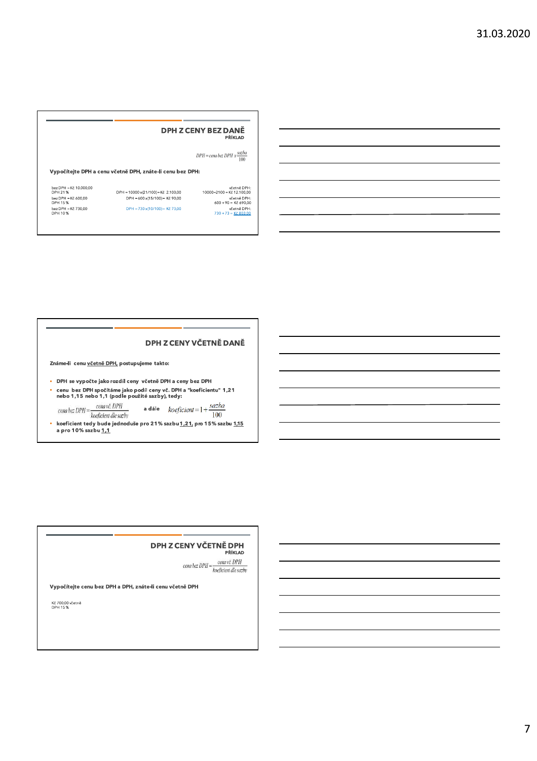## DPH Z CENY BEZ DANĚ

PŘÍKLAD

$$DPH = cena\ bez\ DPH \times \frac{sazba}{100}$$

**Vypočítejte DPH a cenu včetně DPH, znáte-li cenu bez DPH:**

| | | |
|---|---|---|
| bez DPH = Kč 10.000,00<br>DPH 21 % | DPH = 10000 x (21/100) = Kč 2.100,00 | včetně DPH:<br>10000+2100 = Kč 12.100,00 |
| bez DPH = Kč 600,00<br>DPH 15 % | DPH = 600 x (15/100) = Kč 90,00 | včetně DPH:<br>600 + 90 = Kč 690,00 |
| bez DPH = Kč 730,00<br>DPH 10 % | DPH = 730 x (10/100) = Kč 73,00 | včetně DPH:<br>730 + 73 = Kč 803,00 |

## DPH Z CENY VČETNĚ DANĚ

**Známe-li cenu včetně DPH, postupujeme takto:**

- **DPH se vypočte jako rozdíl ceny včetně DPH a ceny bez DPH**
- **cenu bez DPH spočítáme jako podíl ceny vč. DPH a "koeficientu" 1,21 nebo 1,15 nebo 1,1 (podle použité sazby), tedy:**

$$cena\ bez\ DPH = \frac{cena\ vč.\ DPH}{koeficient\ dle\ sazby} \quad \text{a dále} \quad koeficient = 1 + \frac{sazba}{100}$$

- **koeficient tedy bude jednoduše pro 21% sazbu 1,21, pro 15% sazbu 1,15 a pro 10% sazbu 1,1**

## DPH Z CENY VČETNĚ DPH

PŘÍKLAD

$$cena\ bez\ DPH = \frac{cena\ vč.\ DPH}{koeficient\ dle\ sazby}$$

**Vypočítejte cenu bez DPH a DPH, znáte-li cenu včetně DPH**

Kč 700,00 včetně
DPH 15 %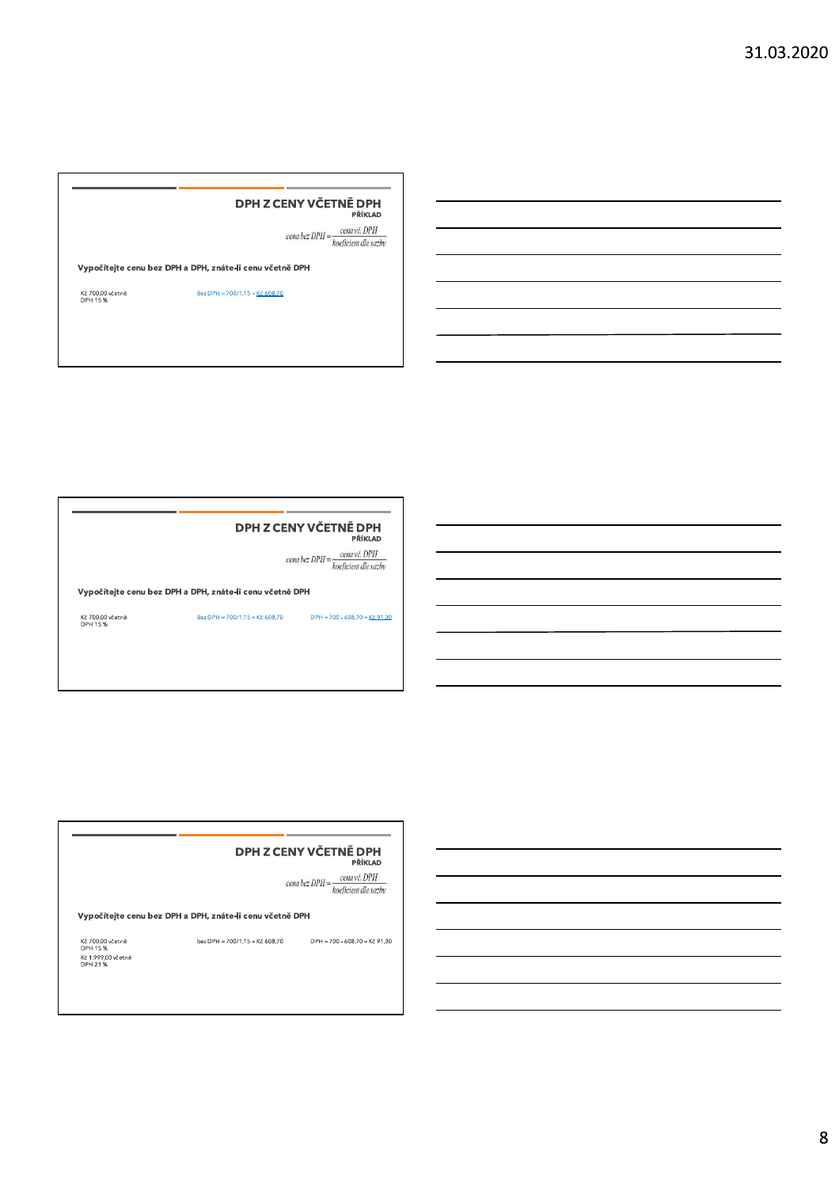## DPH Z CENY VČETNĚ DPH

**PŘÍKLAD**

$$cena\ bez\ DPH = \frac{cena\ vč.\ DPH}{koeficient\ dle\ sazby}$$

**Vypočítejte cenu bez DPH a DPH, znáte-li cenu včetně DPH**

Kč 700,00 včetně DPH 15 %

Bez DPH = 700/1,15 = Kč 608,70

## DPH Z CENY VČETNĚ DPH

**PŘÍKLAD**

$$cena\ bez\ DPH = \frac{cena\ vč.\ DPH}{koeficient\ dle\ sazby}$$

**Vypočítejte cenu bez DPH a DPH, znáte-li cenu včetně DPH**

Kč 700,00 včetně DPH 15 %

Bez DPH = 700/1,15 = Kč 608,70

DPH = 700 - 608,70 = Kč 91,30

## DPH Z CENY VČETNĚ DPH

**PŘÍKLAD**

$$cena\ bez\ DPH = \frac{cena\ vč.\ DPH}{koeficient\ dle\ sazby}$$

**Vypočítejte cenu bez DPH a DPH, znáte-li cenu včetně DPH**

| | | |
|---|---|---|
| Kč 700,00 včetně DPH 15 % | bez DPH = 700/1,15 = Kč 608,70 | DPH = 700 - 608,70 = Kč 91,30 |
| Kč 1.999,00 včetně DPH 21 % | | |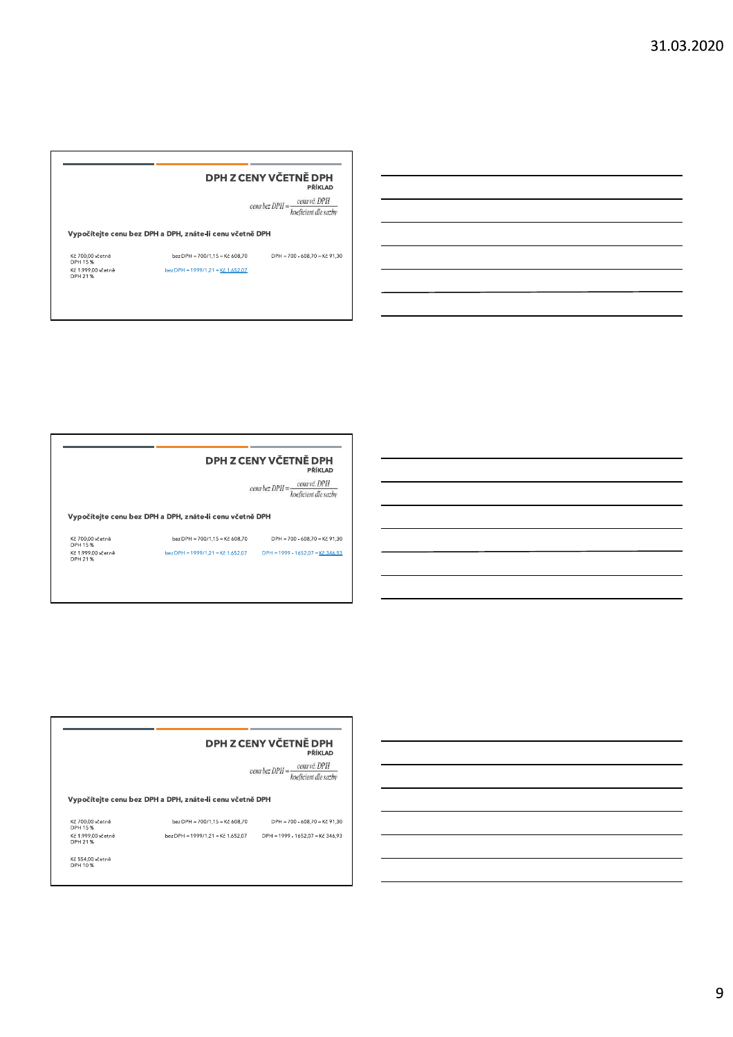## DPH Z CENY VČETNĚ DPH

### PŘÍKLAD

$$cena\ bez\ DPH = \frac{cena\ vč.\ DPH}{koeficient\ dle\ sazby}$$

**Vypočítejte cenu bez DPH a DPH, znáte-li cenu včetně DPH**

| | | |
|---|---|---|
| Kč 700,00 včetně DPH 15 % | bez DPH = 700/1,15 = Kč 608,70 | DPH = 700 - 608,70 = Kč 91,30 |
| Kč 1.999,00 včetně DPH 21 % | bez DPH = 1999/1,21 = Kč 1.652,07 | |

## DPH Z CENY VČETNĚ DPH

### PŘÍKLAD

$$cena\ bez\ DPH = \frac{cena\ vč.\ DPH}{koeficient\ dle\ sazby}$$

**Vypočítejte cenu bez DPH a DPH, znáte-li cenu včetně DPH**

| | | |
|---|---|---|
| Kč 700,00 včetně DPH 15 % | bez DPH = 700/1,15 = Kč 608,70 | DPH = 700 - 608,70 = Kč 91,30 |
| Kč 1.999,00 včetně DPH 21 % | bez DPH = 1999/1,21 = Kč 1.652,07 | DPH = 1999 - 1652,07 = Kč 346,93 |

## DPH Z CENY VČETNĚ DPH

### PŘÍKLAD

$$cena\ bez\ DPH = \frac{cena\ vč.\ DPH}{koeficient\ dle\ sazby}$$

**Vypočítejte cenu bez DPH a DPH, znáte-li cenu včetně DPH**

| | | |
|---|---|---|
| Kč 700,00 včetně DPH 15 % | bez DPH = 700/1,15 = Kč 608,70 | DPH = 700 - 608,70 = Kč 91,30 |
| Kč 1.999,00 včetně DPH 21 % | bez DPH = 1999/1,21 = Kč 1.652,07 | DPH = 1999 - 1652,07 = Kč 346,93 |
| Kč 554,00 včetně DPH 10 % | | |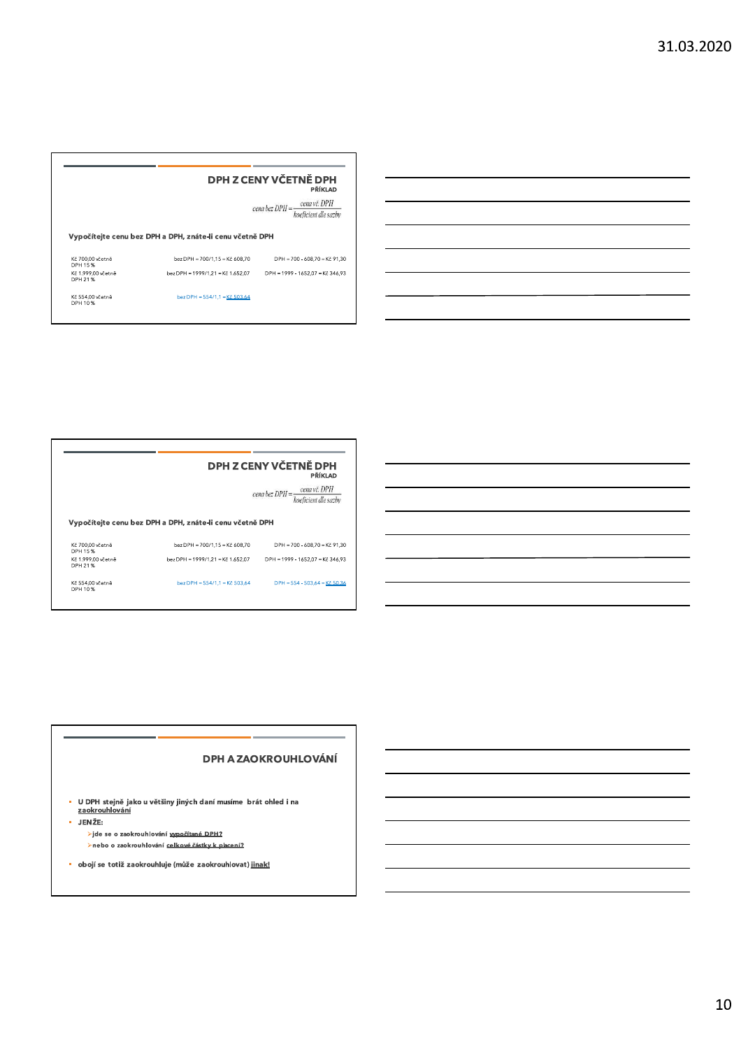## DPH Z CENY VČETNĚ DPH

### PŘÍKLAD

$$cena\ bez\ DPH = \frac{cena\ vč.\ DPH}{koeficient\ dle\ sazby}$$

**Vypočítejte cenu bez DPH a DPH, znáte-li cenu včetně DPH**

| | | |
|---|---|---|
| Kč 700,00 včetně DPH 15 % | bez DPH = 700/1,15 = Kč 608,70 | DPH = 700 - 608,70 = Kč 91,30 |
| Kč 1.999,00 včetně DPH 21 % | bez DPH = 1999/1,21 = Kč 1.652,07 | DPH = 1999 - 1652,07 = Kč 346,93 |
| Kč 554,00 včetně DPH 10 % | bez DPH = 554/1,1 = Kč 503,64 | |

## DPH Z CENY VČETNĚ DPH

### PŘÍKLAD

$$cena\ bez\ DPH = \frac{cena\ vč.\ DPH}{koeficient\ dle\ sazby}$$

**Vypočítejte cenu bez DPH a DPH, znáte-li cenu včetně DPH**

| | | |
|---|---|---|
| Kč 700,00 včetně DPH 15 % | bez DPH = 700/1,15 = Kč 608,70 | DPH = 700 - 608,70 = Kč 91,30 |
| Kč 1.999,00 včetně DPH 21 % | bez DPH = 1999/1,21 = Kč 1.652,07 | DPH = 1999 - 1652,07 = Kč 346,93 |
| Kč 554,00 včetně DPH 10 % | bez DPH = 554/1,1 = Kč 503,64 | DPH = 554 - 503,64 = Kč 50,36 |

## DPH A ZAOKROUHLOVÁNÍ

- **U DPH stejně jako u většiny jiných daní musíme brát ohled i na zaokrouhlování**
- **JENŽE:**
  - **jde se o zaokrouhlování vypočítané DPH?**
  - **nebo o zaokrouhlování celkové částky k placení?**
- **obojí se totiž zaokrouhluje (může zaokrouhlovat) jinak!**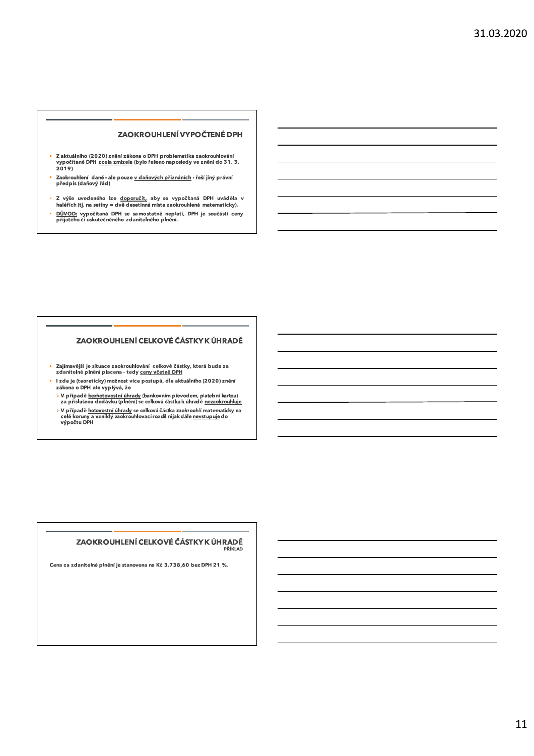## ZAOKROUHLENÍ VYPOČTENÉ DPH

- Z aktuálního (2020) znění zákona o DPH problematika zaokrouhlování vypočítané DPH zcela zmizela (bylo řešeno naposledy ve znění do 31. 3. 2019)
- Zaokrouhlení daně - ale pouze v daňových přiznáních - řeší jiný právní předpis (daňový řád)
- Z výše uvedeného lze doporučit, aby se vypočítaná DPH uváděla v haléřích (tj. na setiny = dvě desetinná místa zaokrouhlená matematicky).
- DŮVOD: vypočítaná DPH se samostatně neplatí, DPH je součástí ceny přijatého či uskutečněného zdanitelného plnění.

## ZAOKROUHLENÍ CELKOVÉ ČÁSTKY K ÚHRADĚ

- Zajímavější je situace zaokrouhlování celkové částky, která bude za zdanitelné plnění placena – tedy ceny včetně DPH
- I zde je (teoreticky) možnost více postupů, dle aktuálního (2020) znění zákona o DPH ale vyplývá, že
  - V případě bezhotovostní úhrady (bankovním převodem, platební kartou) za příslušnou dodávku (plnění) se celková částka k úhradě nezaokrouhluje
  - V případě hotovostní úhrady se celková částka zaokrouhlí matematicky na celé koruny a vzniklý zaokrouhlovací rozdíl nijak dále nevstupuje do výpočtu DPH

## ZAOKROUHLENÍ CELKOVÉ ČÁSTKY K ÚHRADĚ

PŘÍKLAD

Cena za zdanitelné plnění je stanovena na Kč 3.738,60 bez DPH 21 %.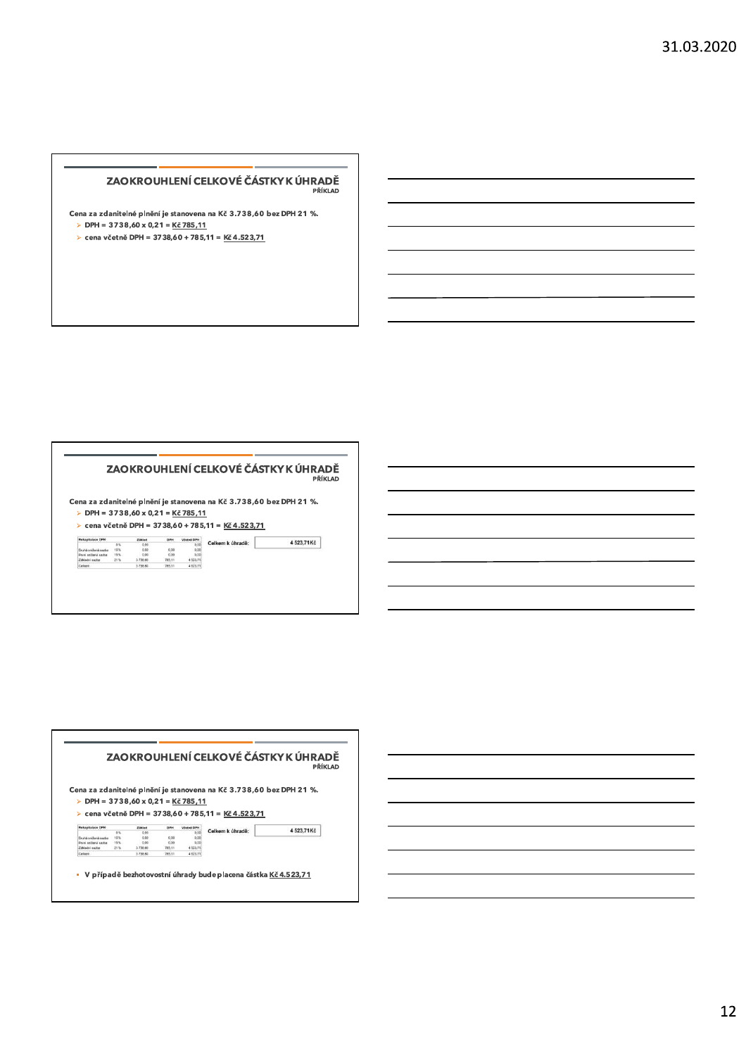## ZAOKROUHLENÍ CELKOVÉ ČÁSTKY K ÚHRADĚ

**PŘÍKLAD**

Cena za zdanitelné plnění je stanovena na Kč 3.738,60 bez DPH 21 %.

- DPH = 3738,60 x 0,21 = Kč 785,11
- cena včetně DPH = 3738,60 + 785,11 = Kč 4.523,71

## ZAOKROUHLENÍ CELKOVÉ ČÁSTKY K ÚHRADĚ

**PŘÍKLAD**

Cena za zdanitelné plnění je stanovena na Kč 3.738,60 bez DPH 21 %.

- DPH = 3738,60 x 0,21 = Kč 785,11
- cena včetně DPH = 3738,60 + 785,11 = Kč 4.523,71

| Rekapitulace DPH | | Základ | DPH | Včetně DPH |
|---|---|---|---|---|
| | 0 % | 0,00 | | 0,00 |
| Druhá snížená sazba | 10 % | 0,00 | 0,00 | 0,00 |
| První snížená sazba | 15 % | 0,00 | 0,00 | 0,00 |
| Základní sazba | 21 % | 3 738,60 | 785,11 | 4 523,71 |
| Celkem | | 3 738,60 | 785,11 | 4 523,71 |

Celkem k úhradě: 4 523,71Kč

## ZAOKROUHLENÍ CELKOVÉ ČÁSTKY K ÚHRADĚ

**PŘÍKLAD**

Cena za zdanitelné plnění je stanovena na Kč 3.738,60 bez DPH 21 %.

- DPH = 3738,60 x 0,21 = Kč 785,11
- cena včetně DPH = 3738,60 + 785,11 = Kč 4.523,71

| Rekapitulace DPH | | Základ | DPH | Včetně DPH |
|---|---|---|---|---|
| | 0 % | 0,00 | | 0,00 |
| Druhá snížená sazba | 10 % | 0,00 | 0,00 | 0,00 |
| První snížená sazba | 15 % | 0,00 | 0,00 | 0,00 |
| Základní sazba | 21 % | 3 738,60 | 785,11 | 4 523,71 |
| Celkem | | 3 738,60 | 785,11 | 4 523,71 |

Celkem k úhradě: 4 523,71Kč

- V případě bezhotovostní úhrady bude placena částka Kč 4.523,71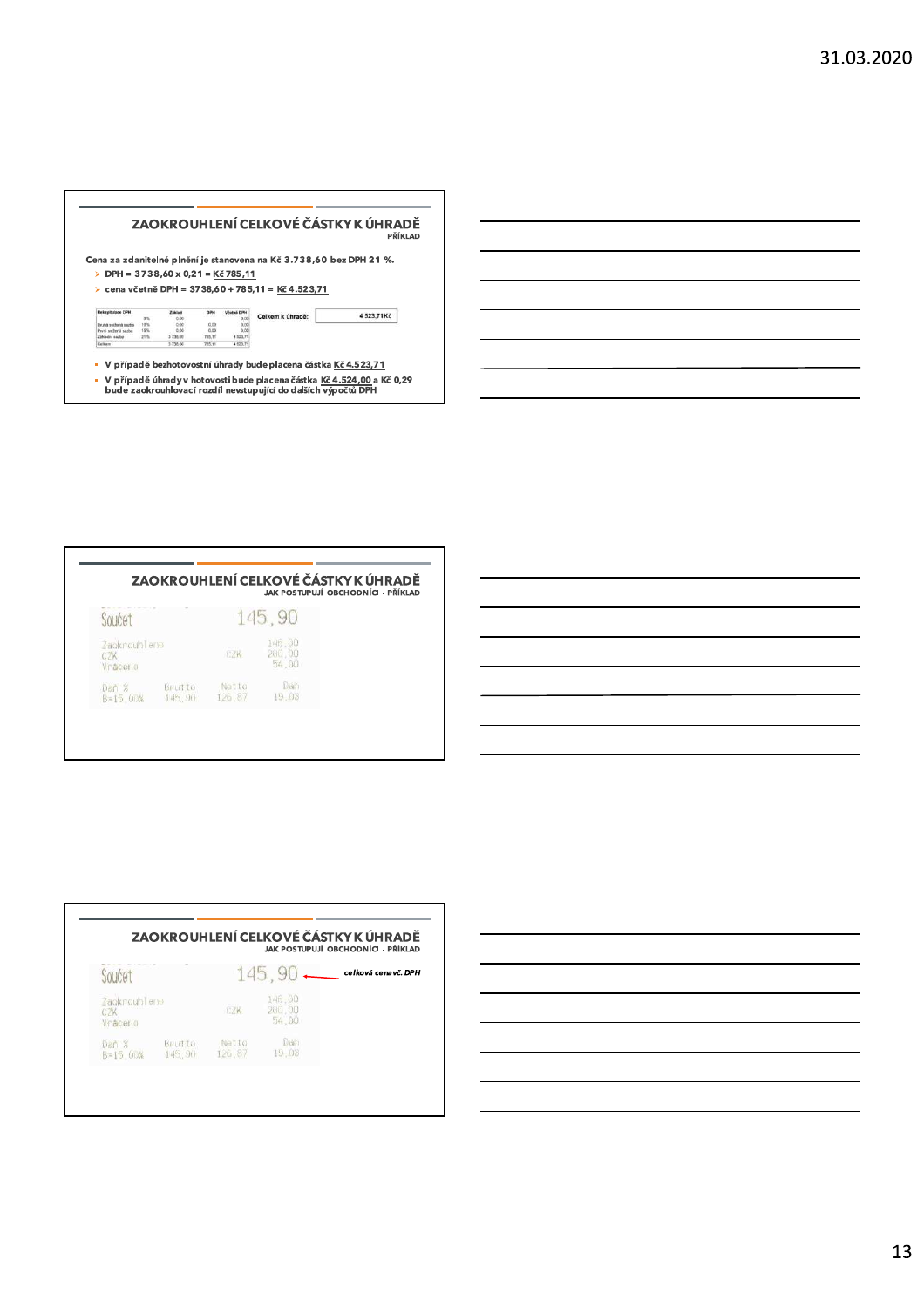## ZAOKROUHLENÍ CELKOVÉ ČÁSTKY K ÚHRADĚ

PŘÍKLAD

Cena za zdanitelné plnění je stanovena na Kč 3.738,60 bez DPH 21 %.

- DPH = 3738,60 x 0,21 = Kč 785,11
- cena včetně DPH = 3738,60 + 785,11 = Kč 4.523,71

| Rekapitulace DPH | | Základ | DPH | Včetně DPH |
|---|---|---|---|---|
| | 0 % | 0,00 | | 0,00 |
| Druhá snížená sazba | 10 % | 0,00 | 0,00 | 0,00 |
| První snížená sazba | 15 % | 0,00 | 0,00 | 0,00 |
| Základní sazba | 21 % | 3 738,60 | 785,11 | 4 523,71 |
| Celkem | | 3 738,60 | 785,11 | 4 523,71 |

Celkem k úhradě: 4 523,71Kč

- V případě bezhotovostní úhrady bude placena částka Kč 4.523,71
- V případě úhrady v hotovosti bude placena částka Kč 4.524,00 a Kč 0,29 bude zaokrouhlovací rozdíl nevstupující do dalších výpočtů DPH

## ZAOKROUHLENÍ CELKOVÉ ČÁSTKY K ÚHRADĚ

JAK POSTUPUJÍ OBCHODNÍCI - PŘÍKLAD

Součet 145,90

| | | |
|---|---|---|
| Zaokrouhleno | | 146,00 |
| CZK | CZK | 200,00 |
| Vráceno | | 54,00 |

| Daň % | Brutto | Netto | Daň |
|---|---|---|---|
| B=15,00% | 145,90 | 126,87 | 19,03 |

## ZAOKROUHLENÍ CELKOVÉ ČÁSTKY K ÚHRADĚ

JAK POSTUPUJÍ OBCHODNÍCI - PŘÍKLAD

Součet 145,90 ← *celková cena vč. DPH*

| | | |
|---|---|---|
| Zaokrouhleno | | 146,00 |
| CZK | CZK | 200,00 |
| Vráceno | | 54,00 |

| Daň % | Brutto | Netto | Daň |
|---|---|---|---|
| B=15,00% | 145,90 | 126,87 | 19,03 |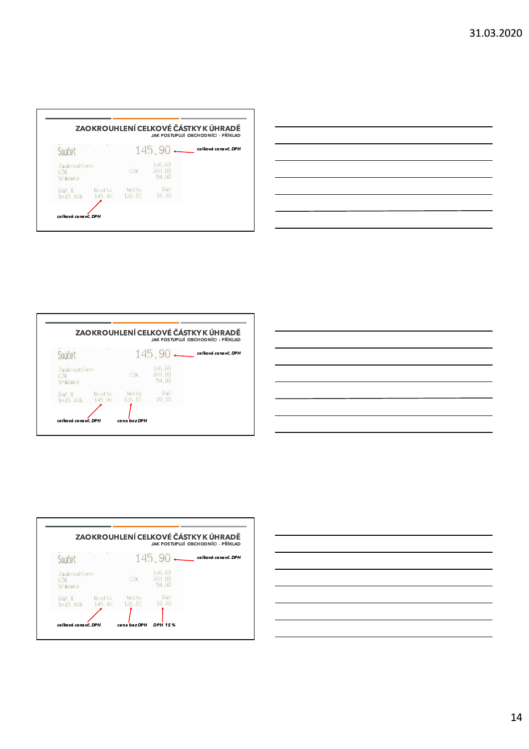## ZAOKROUHLENÍ CELKOVÉ ČÁSTKY K ÚHRADĚ

JAK POSTUPUJÍ OBCHODNÍCI - PŘÍKLAD

| Součet | | 145,90 |
|---|---|---|
| Zaokrouhleno | | 146,00 |
| CZK | CZK | 200,00 |
| Vráceno | | 54,00 |

| Daň % | Brutto | Netto | Daň |
|---|---|---|---|
| B=15,00% | 145,90 | 126,87 | 19,03 |

*celková cena vč. DPH*

*celková cena vč. DPH*

## ZAOKROUHLENÍ CELKOVÉ ČÁSTKY K ÚHRADĚ

JAK POSTUPUJÍ OBCHODNÍCI - PŘÍKLAD

| Součet | | 145,90 |
|---|---|---|
| Zaokrouhleno | | 146,00 |
| CZK | CZK | 200,00 |
| Vráceno | | 54,00 |

| Daň % | Brutto | Netto | Daň |
|---|---|---|---|
| B=15,00% | 145,90 | 126,87 | 19,03 |

*celková cena vč. DPH*

*celková cena vč. DPH* — *cena bez DPH*

## ZAOKROUHLENÍ CELKOVÉ ČÁSTKY K ÚHRADĚ

JAK POSTUPUJÍ OBCHODNÍCI - PŘÍKLAD

| Součet | | 145,90 |
|---|---|---|
| Zaokrouhleno | | 146,00 |
| CZK | CZK | 200,00 |
| Vráceno | | 54,00 |

| Daň % | Brutto | Netto | Daň |
|---|---|---|---|
| B=15,00% | 145,90 | 126,87 | 19,03 |

*celková cena vč. DPH*

*celková cena vč. DPH* — *cena bez DPH* — *DPH 15 %*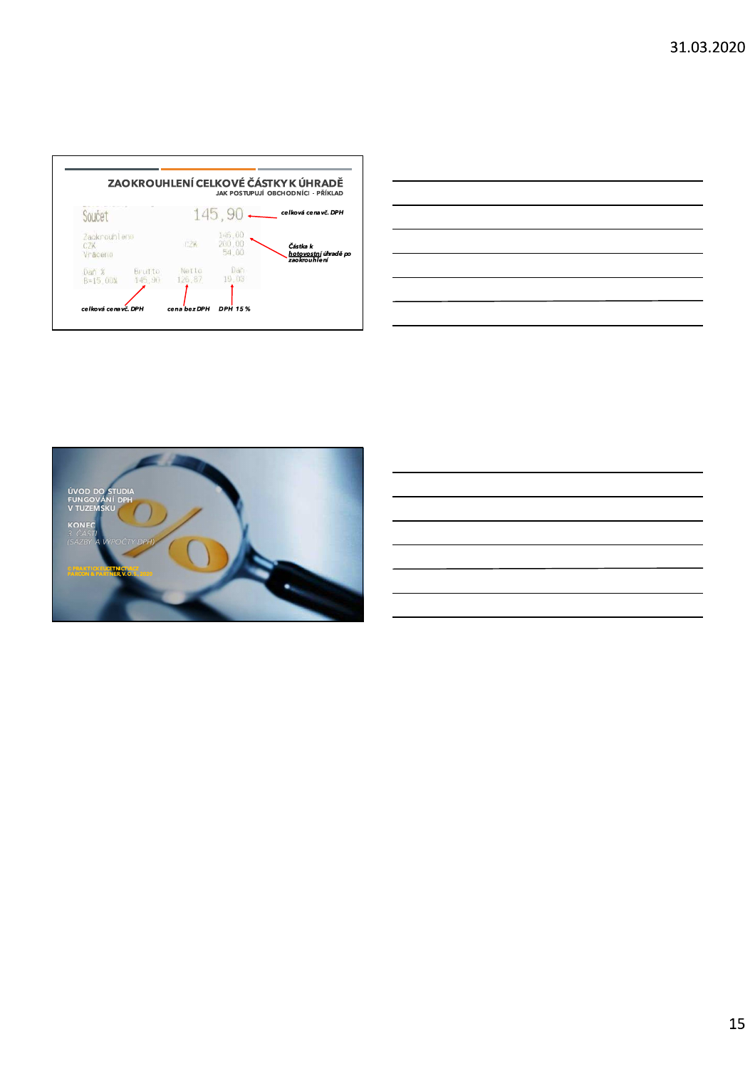## ZAOKROUHLENÍ CELKOVÉ ČÁSTKY K ÚHRADĚ

JAK POSTUPUJÍ OBCHODNÍCI - PŘÍKLAD

Součet 145,90 — *celková cena vč. DPH*

Zaokrouhleno 146,00
CZK CZK 200,00
Vráceno 54,00

*Částka k hotovostní úhradě po zaokrouhlení*

| Daň % | Brutto | Netto | Daň |
|---|---|---|---|
| B=15,00% | 145,90 | 126,87 | 19,03 |

*celková cena vč. DPH* — *cena bez DPH* — *DPH 15 %*

ÚVOD DO STUDIA FUNGOVÁNÍ DPH V TUZEMSKU

KONEC

3. ČÁSTI

(SAZBY A VÝPOČTY DPH)

© PRAKTICKEUCETNICTVI.CZ
PARCON & PARTNER, V.O.S., 2020